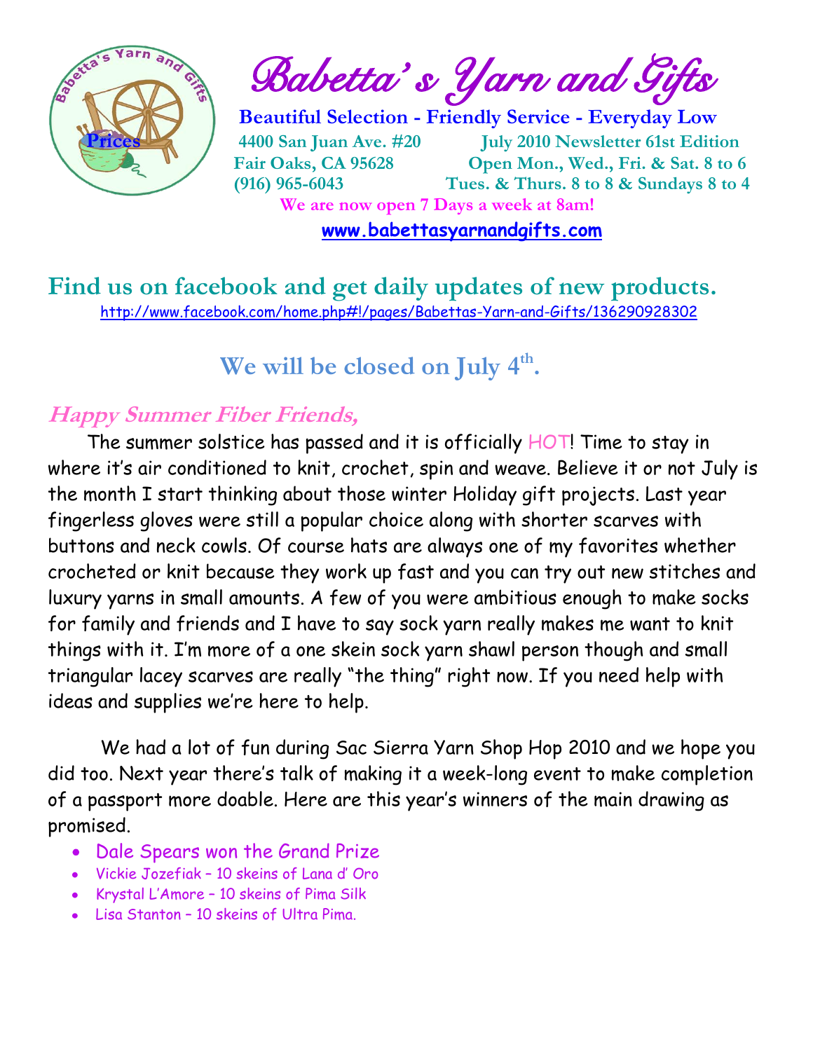# Babetta's Yarn and Gifts

**Beautiful Selection - Friendly Service - Everyday Low Prices**

**4400 San Juan Ave. #20**
**Fair Oaks, CA 95628**
**(916) 965-6043**

**July 2010 Newsletter 61st Edition**
**Open Mon., Wed., Fri. & Sat. 8 to 6**
**Tues. & Thurs. 8 to 8 & Sundays 8 to 4**

**We are now open 7 Days a week at 8am!**

**www.babettasyarnandgifts.com**

## Find us on facebook and get daily updates of new products.

http://www.facebook.com/home.php#!/pages/Babettas-Yarn-and-Gifts/136290928302

## We will be closed on July 4th.

### *Happy Summer Fiber Friends,*

The summer solstice has passed and it is officially HOT! Time to stay in where it's air conditioned to knit, crochet, spin and weave. Believe it or not July is the month I start thinking about those winter Holiday gift projects. Last year fingerless gloves were still a popular choice along with shorter scarves with buttons and neck cowls. Of course hats are always one of my favorites whether crocheted or knit because they work up fast and you can try out new stitches and luxury yarns in small amounts. A few of you were ambitious enough to make socks for family and friends and I have to say sock yarn really makes me want to knit things with it. I'm more of a one skein sock yarn shawl person though and small triangular lacey scarves are really "the thing" right now. If you need help with ideas and supplies we're here to help.

We had a lot of fun during Sac Sierra Yarn Shop Hop 2010 and we hope you did too. Next year there's talk of making it a week-long event to make completion of a passport more doable. Here are this year's winners of the main drawing as promised.

- Dale Spears won the Grand Prize
- Vickie Jozefiak – 10 skeins of Lana d' Oro
- Krystal L'Amore – 10 skeins of Pima Silk
- Lisa Stanton – 10 skeins of Ultra Pima.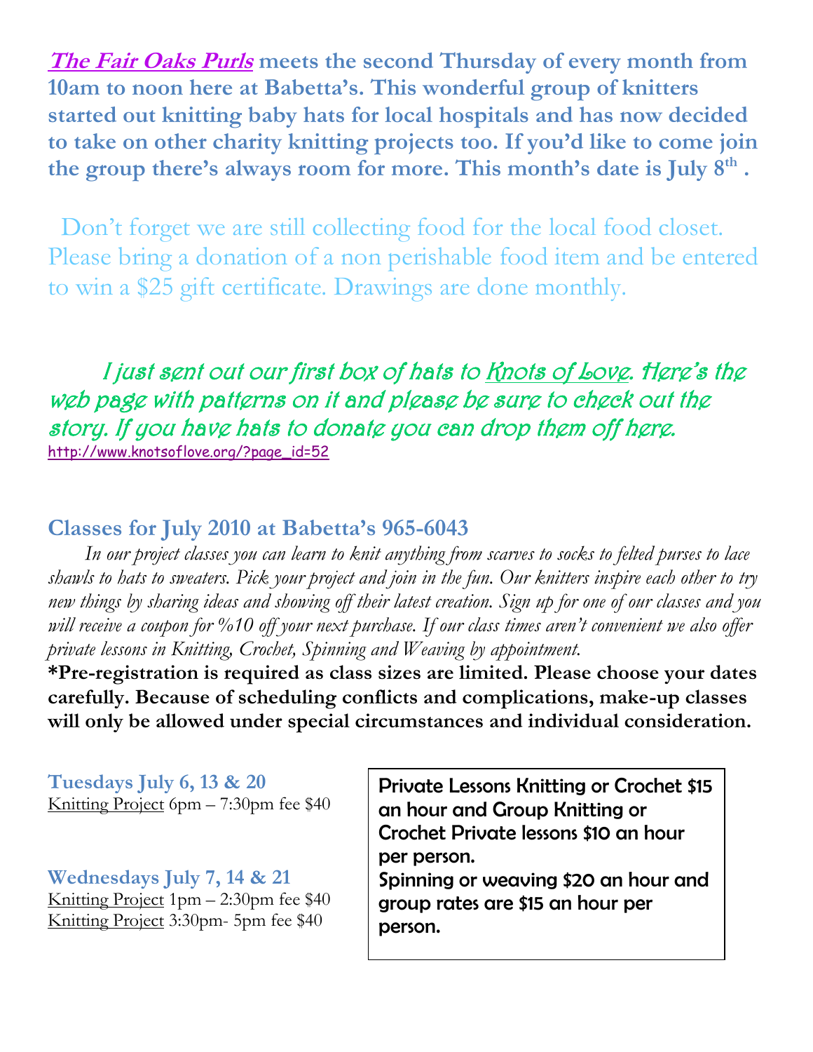***The Fair Oaks Purls*** **meets the second Thursday of every month from 10am to noon here at Babetta's. This wonderful group of knitters started out knitting baby hats for local hospitals and has now decided to take on other charity knitting projects too. If you'd like to come join the group there's always room for more. This month's date is July 8th .**

Don't forget we are still collecting food for the local food closet. Please bring a donation of a non perishable food item and be entered to win a $25 gift certificate. Drawings are done monthly.

*I just sent out our first box of hats to Knots of Love. Here's the web page with patterns on it and please be sure to check out the story. If you have hats to donate you can drop them off here.*
http://www.knotsoflove.org/?page_id=52

## Classes for July 2010 at Babetta's 965-6043

*In our project classes you can learn to knit anything from scarves to socks to felted purses to lace shawls to hats to sweaters. Pick your project and join in the fun. Our knitters inspire each other to try new things by sharing ideas and showing off their latest creation. Sign up for one of our classes and you will receive a coupon for %10 off your next purchase. If our class times aren't convenient we also offer private lessons in Knitting, Crochet, Spinning and Weaving by appointment.*

**\*Pre-registration is required as class sizes are limited. Please choose your dates carefully. Because of scheduling conflicts and complications, make-up classes will only be allowed under special circumstances and individual consideration.**

**Tuesdays July 6, 13 & 20**
Knitting Project 6pm – 7:30pm fee $40

**Wednesdays July 7, 14 & 21**
Knitting Project 1pm – 2:30pm fee $40
Knitting Project 3:30pm- 5pm fee $40

Private Lessons Knitting or Crochet $15 an hour and Group Knitting or Crochet Private lessons $10 an hour per person.
Spinning or weaving $20 an hour and group rates are $15 an hour per person.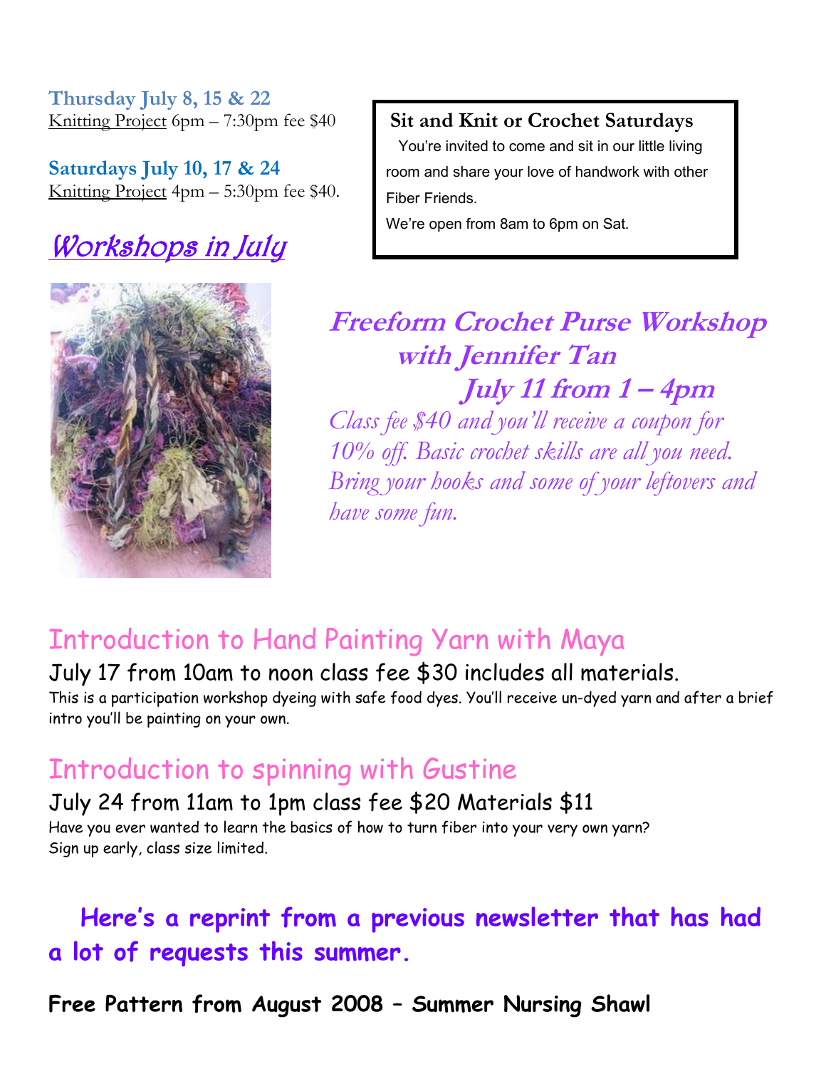**Thursday July 8, 15 & 22**
Knitting Project 6pm – 7:30pm fee $40

**Saturdays July 10, 17 & 24**
Knitting Project 4pm – 5:30pm fee $40.

**Sit and Knit or Crochet Saturdays**

You're invited to come and sit in our little living room and share your love of handwork with other Fiber Friends.

We're open from 8am to 6pm on Sat.

## *Workshops in July*

### *Freeform Crochet Purse Workshop with Jennifer Tan July 11 from 1 – 4pm*

*Class fee $40 and you'll receive a coupon for 10% off. Basic crochet skills are all you need. Bring your hooks and some of your leftovers and have some fun.*

## Introduction to Hand Painting Yarn with Maya

July 17 from 10am to noon class fee $30 includes all materials.

This is a participation workshop dyeing with safe food dyes. You'll receive un-dyed yarn and after a brief intro you'll be painting on your own.

## Introduction to spinning with Gustine

July 24 from 11am to 1pm class fee $20 Materials $11

Have you ever wanted to learn the basics of how to turn fiber into your very own yarn? Sign up early, class size limited.

**Here's a reprint from a previous newsletter that has had a lot of requests this summer.**

**Free Pattern from August 2008 – Summer Nursing Shawl**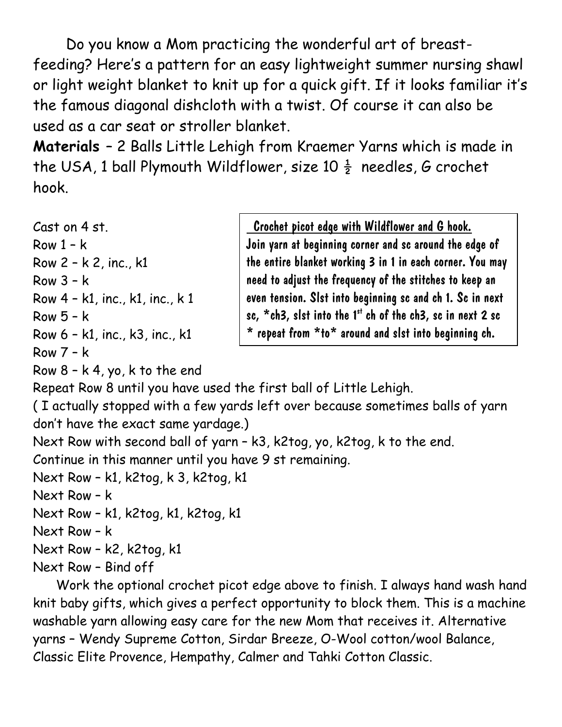Do you know a Mom practicing the wonderful art of breast-feeding? Here's a pattern for an easy lightweight summer nursing shawl or light weight blanket to knit up for a quick gift. If it looks familiar it's the famous diagonal dishcloth with a twist. Of course it can also be used as a car seat or stroller blanket.

**Materials** – 2 Balls Little Lehigh from Kraemer Yarns which is made in the USA, 1 ball Plymouth Wildflower, size 10 ½ needles, G crochet hook.

Cast on 4 st.
Row 1 – k
Row 2 – k 2, inc., k1
Row 3 – k
Row 4 – k1, inc., k1, inc., k 1
Row 5 – k
Row 6 – k1, inc., k3, inc., k1
Row 7 – k
Row 8 – k 4, yo, k to the end

Repeat Row 8 until you have used the first ball of Little Lehigh.
( I actually stopped with a few yards left over because sometimes balls of yarn don't have the exact same yardage.)

Next Row with second ball of yarn – k3, k2tog, yo, k2tog, k to the end.
Continue in this manner until you have 9 st remaining.
Next Row – k1, k2tog, k 3, k2tog, k1
Next Row – k
Next Row – k1, k2tog, k1, k2tog, k1
Next Row – k
Next Row – k2, k2tog, k1
Next Row – Bind off

Work the optional crochet picot edge above to finish. I always hand wash hand knit baby gifts, which gives a perfect opportunity to block them. This is a machine washable yarn allowing easy care for the new Mom that receives it. Alternative yarns – Wendy Supreme Cotton, Sirdar Breeze, O-Wool cotton/wool Balance, Classic Elite Provence, Hempathy, Calmer and Tahki Cotton Classic.

**Crochet picot edge with Wildflower and G hook.**
Join yarn at beginning corner and sc around the edge of the entire blanket working 3 in 1 in each corner. You may need to adjust the frequency of the stitches to keep an even tension. Slst into beginning sc and ch 1. Sc in next sc, *ch3, slst into the 1st ch of the ch3, sc in next 2 sc * repeat from *to* around and slst into beginning ch.